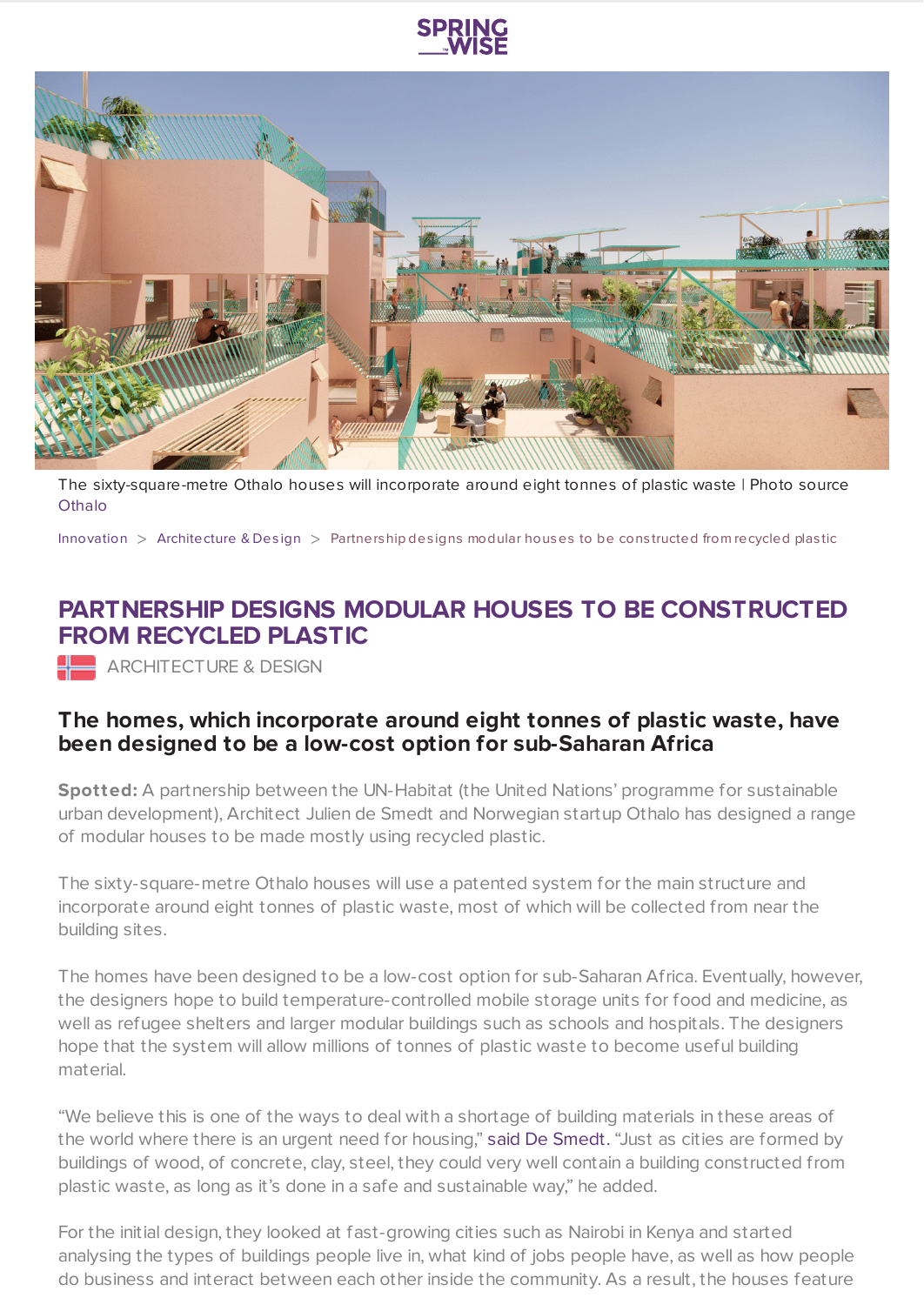SPRING WISE

The sixty-square-metre Othalo houses will incorporate around eight tonnes of plastic waste | Photo source Othalo

Innovation > Architecture & Design > Partnership designs modular houses to be constructed from recycled plastic

# PARTNERSHIP DESIGNS MODULAR HOUSES TO BE CONSTRUCTED FROM RECYCLED PLASTIC

ARCHITECTURE & DESIGN

### The homes, which incorporate around eight tonnes of plastic waste, have been designed to be a low-cost option for sub-Saharan Africa

**Spotted:** A partnership between the UN-Habitat (the United Nations' programme for sustainable urban development), Architect Julien de Smedt and Norwegian startup Othalo has designed a range of modular houses to be made mostly using recycled plastic.

The sixty-square-metre Othalo houses will use a patented system for the main structure and incorporate around eight tonnes of plastic waste, most of which will be collected from near the building sites.

The homes have been designed to be a low-cost option for sub-Saharan Africa. Eventually, however, the designers hope to build temperature-controlled mobile storage units for food and medicine, as well as refugee shelters and larger modular buildings such as schools and hospitals. The designers hope that the system will allow millions of tonnes of plastic waste to become useful building material.

"We believe this is one of the ways to deal with a shortage of building materials in these areas of the world where there is an urgent need for housing," said De Smedt. "Just as cities are formed by buildings of wood, of concrete, clay, steel, they could very well contain a building constructed from plastic waste, as long as it's done in a safe and sustainable way," he added.

For the initial design, they looked at fast-growing cities such as Nairobi in Kenya and started analysing the types of buildings people live in, what kind of jobs people have, as well as how people do business and interact between each other inside the community. As a result, the houses feature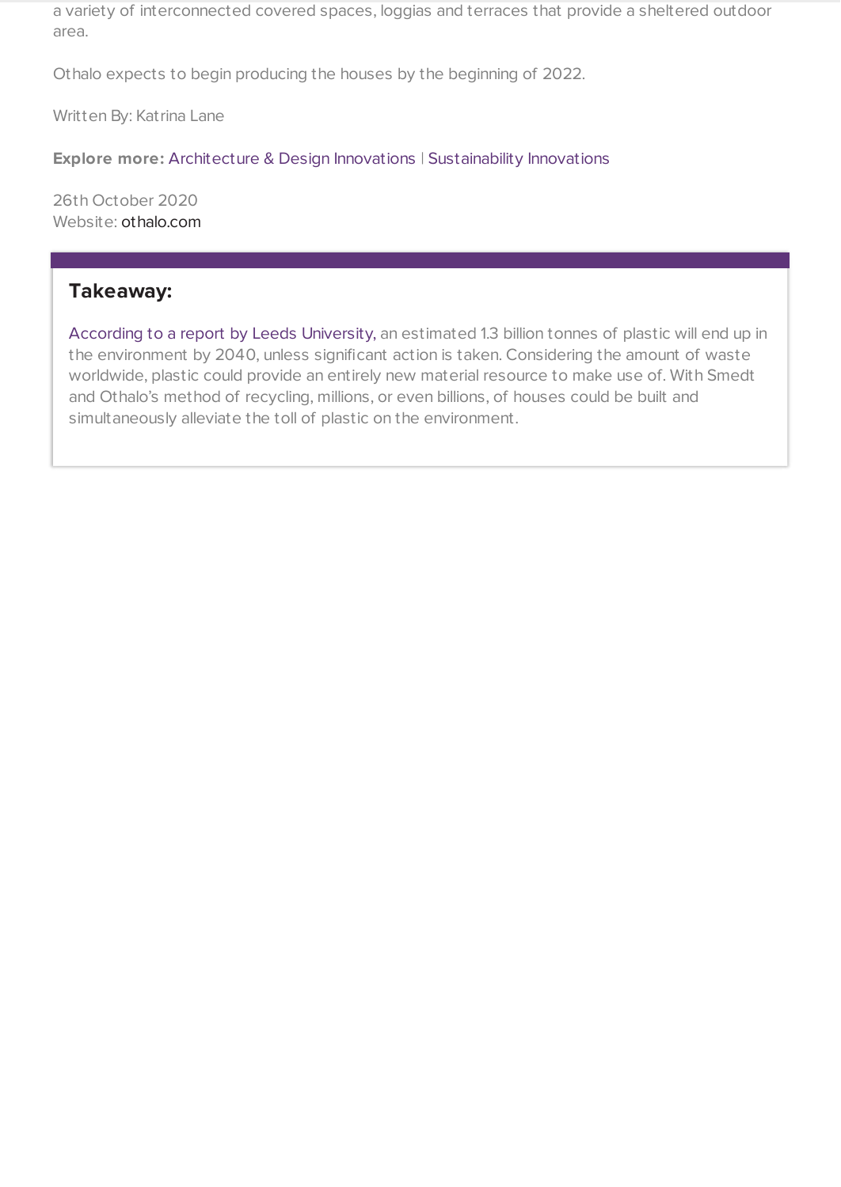a variety of interconnected covered spaces, loggias and terraces that provide a sheltered outdoor area.

Othalo expects to begin producing the houses by the beginning of 2022.

Written By: Katrina Lane

**Explore more:** Architecture & Design Innovations | Sustainability Innovations

26th October 2020
Website: othalo.com

## Takeaway:

According to a report by Leeds University, an estimated 1.3 billion tonnes of plastic will end up in the environment by 2040, unless significant action is taken. Considering the amount of waste worldwide, plastic could provide an entirely new material resource to make use of. With Smedt and Othalo's method of recycling, millions, or even billions, of houses could be built and simultaneously alleviate the toll of plastic on the environment.